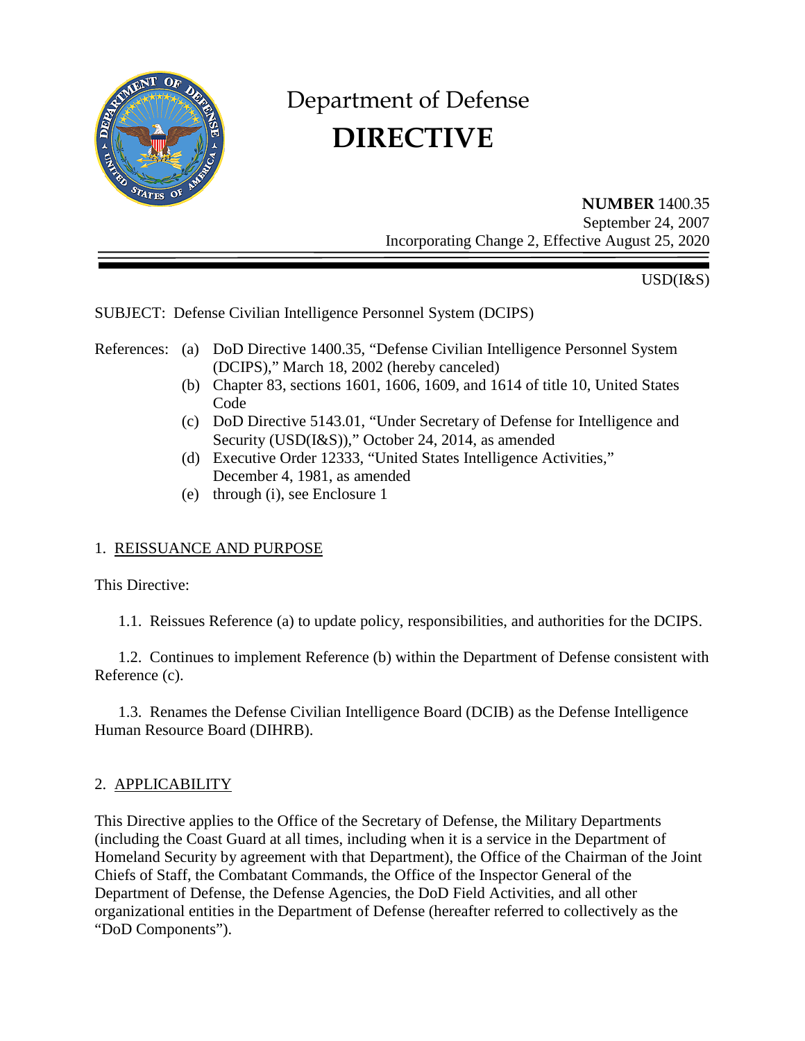# Department of Defense
# DIRECTIVE

**NUMBER** 1400.35
September 24, 2007
Incorporating Change 2, Effective August 25, 2020

USD(I&S)

SUBJECT: Defense Civilian Intelligence Personnel System (DCIPS)

References:
- (a) DoD Directive 1400.35, "Defense Civilian Intelligence Personnel System (DCIPS)," March 18, 2002 (hereby canceled)
- (b) Chapter 83, sections 1601, 1606, 1609, and 1614 of title 10, United States Code
- (c) DoD Directive 5143.01, "Under Secretary of Defense for Intelligence and Security (USD(I&S))," October 24, 2014, as amended
- (d) Executive Order 12333, "United States Intelligence Activities," December 4, 1981, as amended
- (e) through (i), see Enclosure 1

## 1. REISSUANCE AND PURPOSE

This Directive:

1.1. Reissues Reference (a) to update policy, responsibilities, and authorities for the DCIPS.

1.2. Continues to implement Reference (b) within the Department of Defense consistent with Reference (c).

1.3. Renames the Defense Civilian Intelligence Board (DCIB) as the Defense Intelligence Human Resource Board (DIHRB).

## 2. APPLICABILITY

This Directive applies to the Office of the Secretary of Defense, the Military Departments (including the Coast Guard at all times, including when it is a service in the Department of Homeland Security by agreement with that Department), the Office of the Chairman of the Joint Chiefs of Staff, the Combatant Commands, the Office of the Inspector General of the Department of Defense, the Defense Agencies, the DoD Field Activities, and all other organizational entities in the Department of Defense (hereafter referred to collectively as the "DoD Components").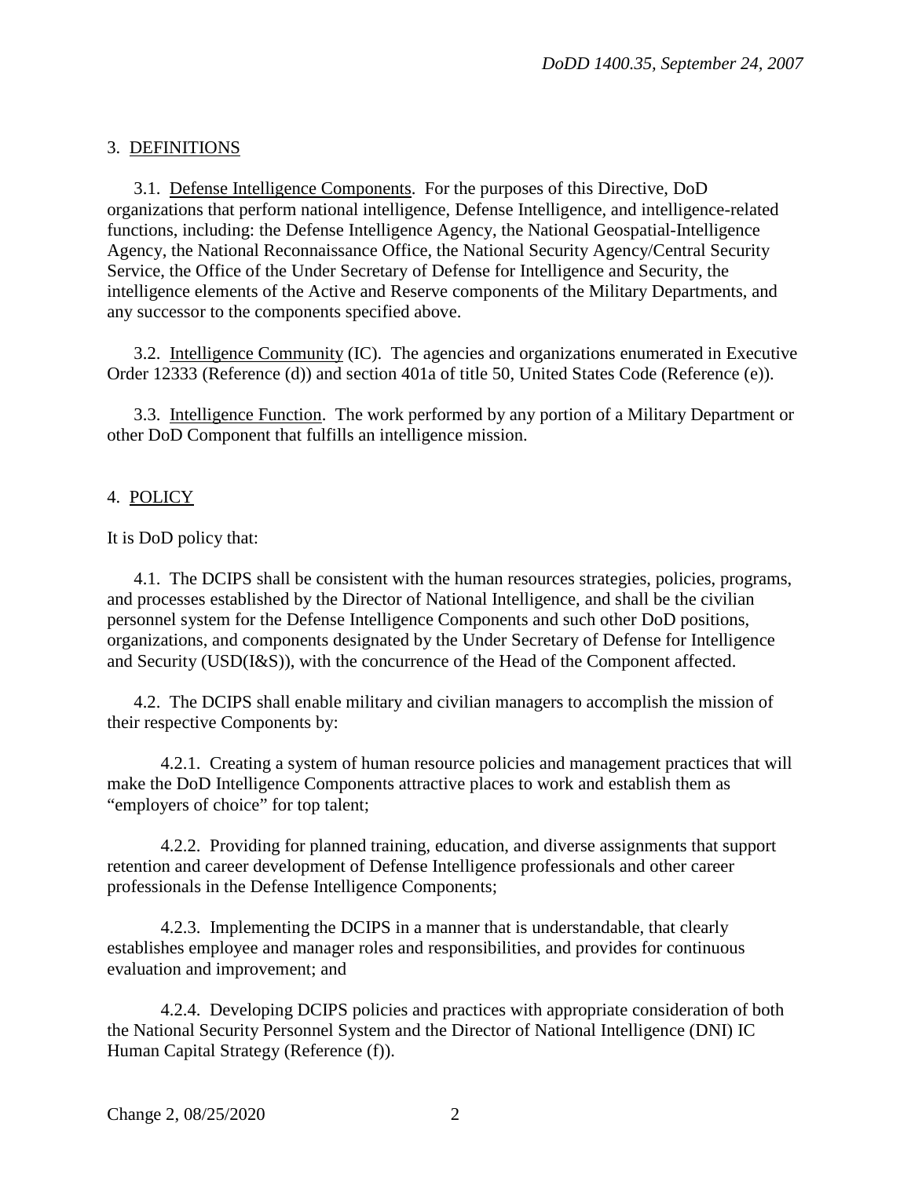## 3. DEFINITIONS

3.1. Defense Intelligence Components. For the purposes of this Directive, DoD organizations that perform national intelligence, Defense Intelligence, and intelligence-related functions, including: the Defense Intelligence Agency, the National Geospatial-Intelligence Agency, the National Reconnaissance Office, the National Security Agency/Central Security Service, the Office of the Under Secretary of Defense for Intelligence and Security, the intelligence elements of the Active and Reserve components of the Military Departments, and any successor to the components specified above.

3.2. Intelligence Community (IC). The agencies and organizations enumerated in Executive Order 12333 (Reference (d)) and section 401a of title 50, United States Code (Reference (e)).

3.3. Intelligence Function. The work performed by any portion of a Military Department or other DoD Component that fulfills an intelligence mission.

## 4. POLICY

It is DoD policy that:

4.1. The DCIPS shall be consistent with the human resources strategies, policies, programs, and processes established by the Director of National Intelligence, and shall be the civilian personnel system for the Defense Intelligence Components and such other DoD positions, organizations, and components designated by the Under Secretary of Defense for Intelligence and Security (USD(I&S)), with the concurrence of the Head of the Component affected.

4.2. The DCIPS shall enable military and civilian managers to accomplish the mission of their respective Components by:

4.2.1. Creating a system of human resource policies and management practices that will make the DoD Intelligence Components attractive places to work and establish them as "employers of choice" for top talent;

4.2.2. Providing for planned training, education, and diverse assignments that support retention and career development of Defense Intelligence professionals and other career professionals in the Defense Intelligence Components;

4.2.3. Implementing the DCIPS in a manner that is understandable, that clearly establishes employee and manager roles and responsibilities, and provides for continuous evaluation and improvement; and

4.2.4. Developing DCIPS policies and practices with appropriate consideration of both the National Security Personnel System and the Director of National Intelligence (DNI) IC Human Capital Strategy (Reference (f)).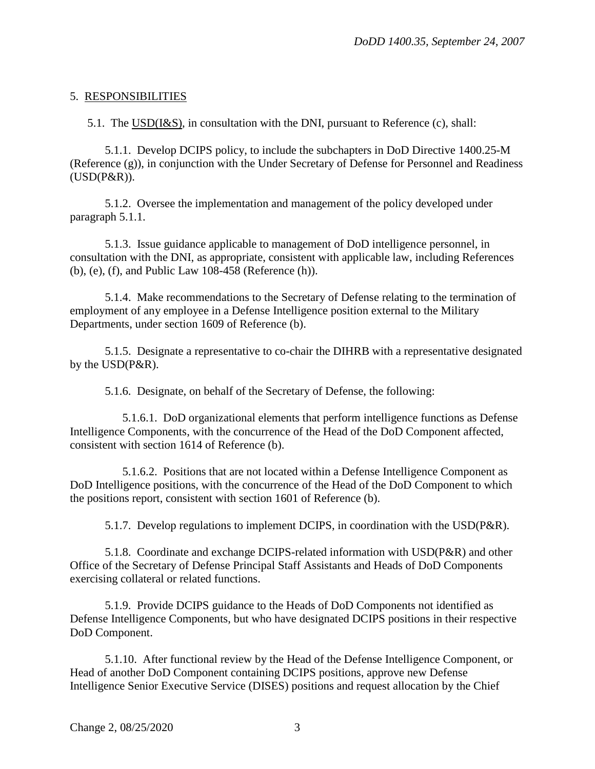5. <u>RESPONSIBILITIES</u>

5.1. The <u>USD(I&S)</u>, in consultation with the DNI, pursuant to Reference (c), shall:

5.1.1. Develop DCIPS policy, to include the subchapters in DoD Directive 1400.25-M (Reference (g)), in conjunction with the Under Secretary of Defense for Personnel and Readiness (USD(P&R)).

5.1.2. Oversee the implementation and management of the policy developed under paragraph 5.1.1.

5.1.3. Issue guidance applicable to management of DoD intelligence personnel, in consultation with the DNI, as appropriate, consistent with applicable law, including References (b), (e), (f), and Public Law 108-458 (Reference (h)).

5.1.4. Make recommendations to the Secretary of Defense relating to the termination of employment of any employee in a Defense Intelligence position external to the Military Departments, under section 1609 of Reference (b).

5.1.5. Designate a representative to co-chair the DIHRB with a representative designated by the USD(P&R).

5.1.6. Designate, on behalf of the Secretary of Defense, the following:

5.1.6.1. DoD organizational elements that perform intelligence functions as Defense Intelligence Components, with the concurrence of the Head of the DoD Component affected, consistent with section 1614 of Reference (b).

5.1.6.2. Positions that are not located within a Defense Intelligence Component as DoD Intelligence positions, with the concurrence of the Head of the DoD Component to which the positions report, consistent with section 1601 of Reference (b).

5.1.7. Develop regulations to implement DCIPS, in coordination with the USD(P&R).

5.1.8. Coordinate and exchange DCIPS-related information with USD(P&R) and other Office of the Secretary of Defense Principal Staff Assistants and Heads of DoD Components exercising collateral or related functions.

5.1.9. Provide DCIPS guidance to the Heads of DoD Components not identified as Defense Intelligence Components, but who have designated DCIPS positions in their respective DoD Component.

5.1.10. After functional review by the Head of the Defense Intelligence Component, or Head of another DoD Component containing DCIPS positions, approve new Defense Intelligence Senior Executive Service (DISES) positions and request allocation by the Chief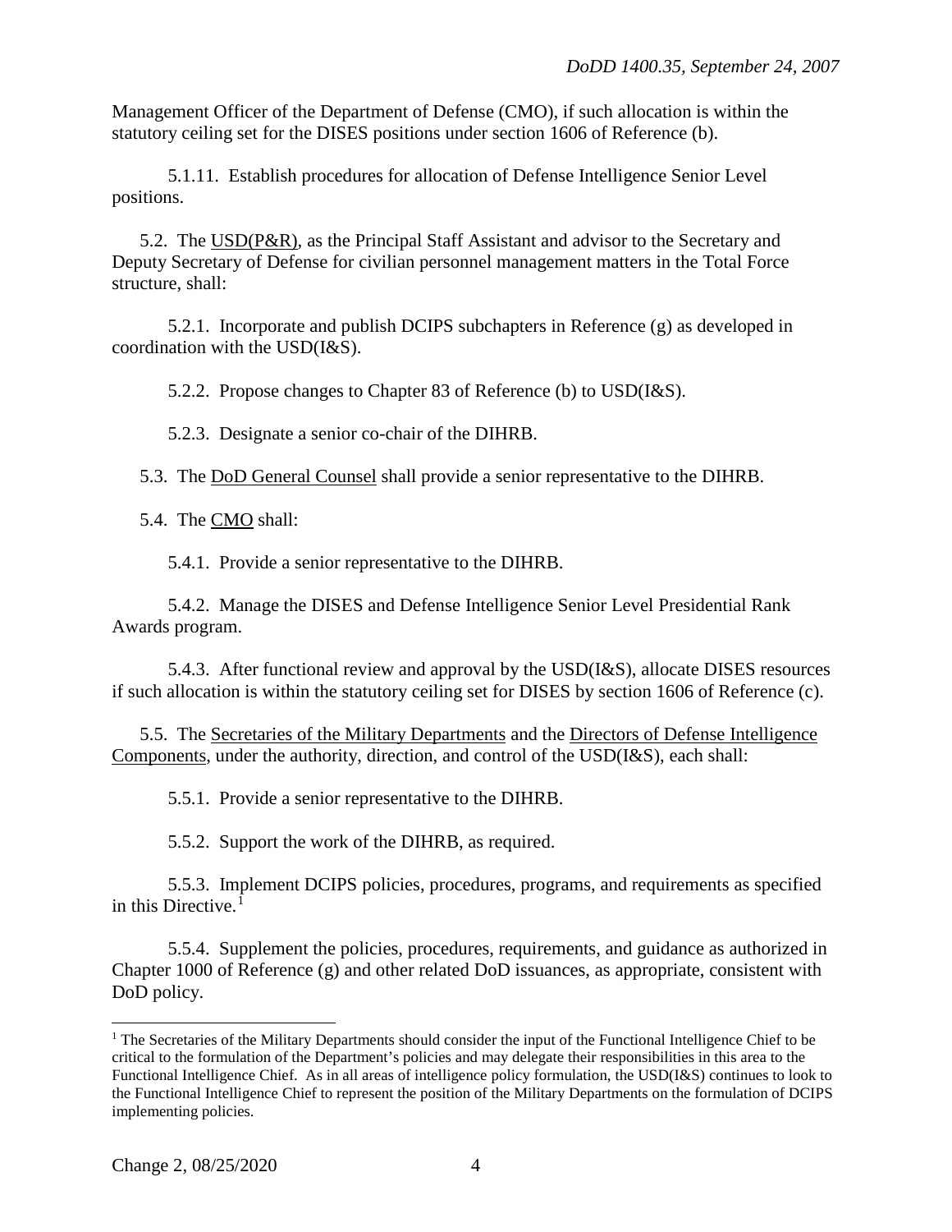Management Officer of the Department of Defense (CMO), if such allocation is within the statutory ceiling set for the DISES positions under section 1606 of Reference (b).

5.1.11. Establish procedures for allocation of Defense Intelligence Senior Level positions.

5.2. The USD(P&R), as the Principal Staff Assistant and advisor to the Secretary and Deputy Secretary of Defense for civilian personnel management matters in the Total Force structure, shall:

5.2.1. Incorporate and publish DCIPS subchapters in Reference (g) as developed in coordination with the USD(I&S).

5.2.2. Propose changes to Chapter 83 of Reference (b) to USD(I&S).

5.2.3. Designate a senior co-chair of the DIHRB.

5.3. The DoD General Counsel shall provide a senior representative to the DIHRB.

5.4. The CMO shall:

5.4.1. Provide a senior representative to the DIHRB.

5.4.2. Manage the DISES and Defense Intelligence Senior Level Presidential Rank Awards program.

5.4.3. After functional review and approval by the USD(I&S), allocate DISES resources if such allocation is within the statutory ceiling set for DISES by section 1606 of Reference (c).

5.5. The Secretaries of the Military Departments and the Directors of Defense Intelligence Components, under the authority, direction, and control of the USD(I&S), each shall:

5.5.1. Provide a senior representative to the DIHRB.

5.5.2. Support the work of the DIHRB, as required.

5.5.3. Implement DCIPS policies, procedures, programs, and requirements as specified in this Directive.[1]

5.5.4. Supplement the policies, procedures, requirements, and guidance as authorized in Chapter 1000 of Reference (g) and other related DoD issuances, as appropriate, consistent with DoD policy.

---

[1] The Secretaries of the Military Departments should consider the input of the Functional Intelligence Chief to be critical to the formulation of the Department's policies and may delegate their responsibilities in this area to the Functional Intelligence Chief. As in all areas of intelligence policy formulation, the USD(I&S) continues to look to the Functional Intelligence Chief to represent the position of the Military Departments on the formulation of DCIPS implementing policies.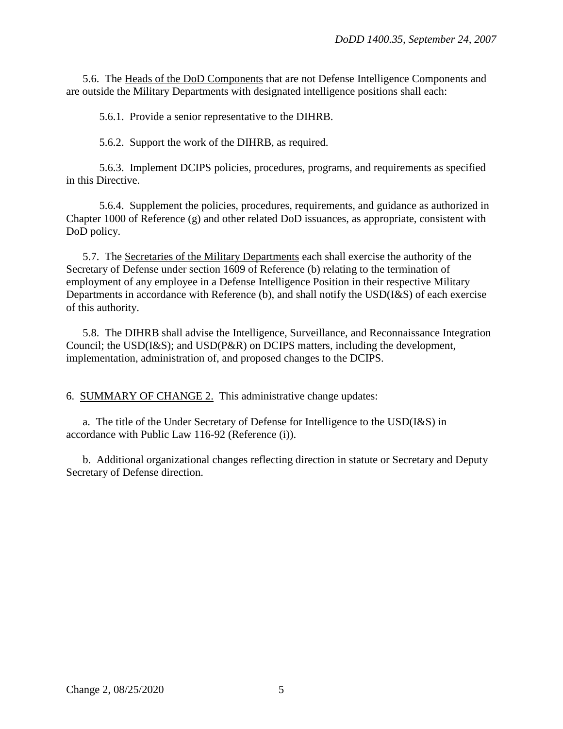5.6. The <u>Heads of the DoD Components</u> that are not Defense Intelligence Components and are outside the Military Departments with designated intelligence positions shall each:

5.6.1. Provide a senior representative to the DIHRB.

5.6.2. Support the work of the DIHRB, as required.

5.6.3. Implement DCIPS policies, procedures, programs, and requirements as specified in this Directive.

5.6.4. Supplement the policies, procedures, requirements, and guidance as authorized in Chapter 1000 of Reference (g) and other related DoD issuances, as appropriate, consistent with DoD policy.

5.7. The <u>Secretaries of the Military Departments</u> each shall exercise the authority of the Secretary of Defense under section 1609 of Reference (b) relating to the termination of employment of any employee in a Defense Intelligence Position in their respective Military Departments in accordance with Reference (b), and shall notify the USD(I&S) of each exercise of this authority.

5.8. The <u>DIHRB</u> shall advise the Intelligence, Surveillance, and Reconnaissance Integration Council; the USD(I&S); and USD(P&R) on DCIPS matters, including the development, implementation, administration of, and proposed changes to the DCIPS.

6. <u>SUMMARY OF CHANGE 2.</u> This administrative change updates:

a. The title of the Under Secretary of Defense for Intelligence to the USD(I&S) in accordance with Public Law 116-92 (Reference (i)).

b. Additional organizational changes reflecting direction in statute or Secretary and Deputy Secretary of Defense direction.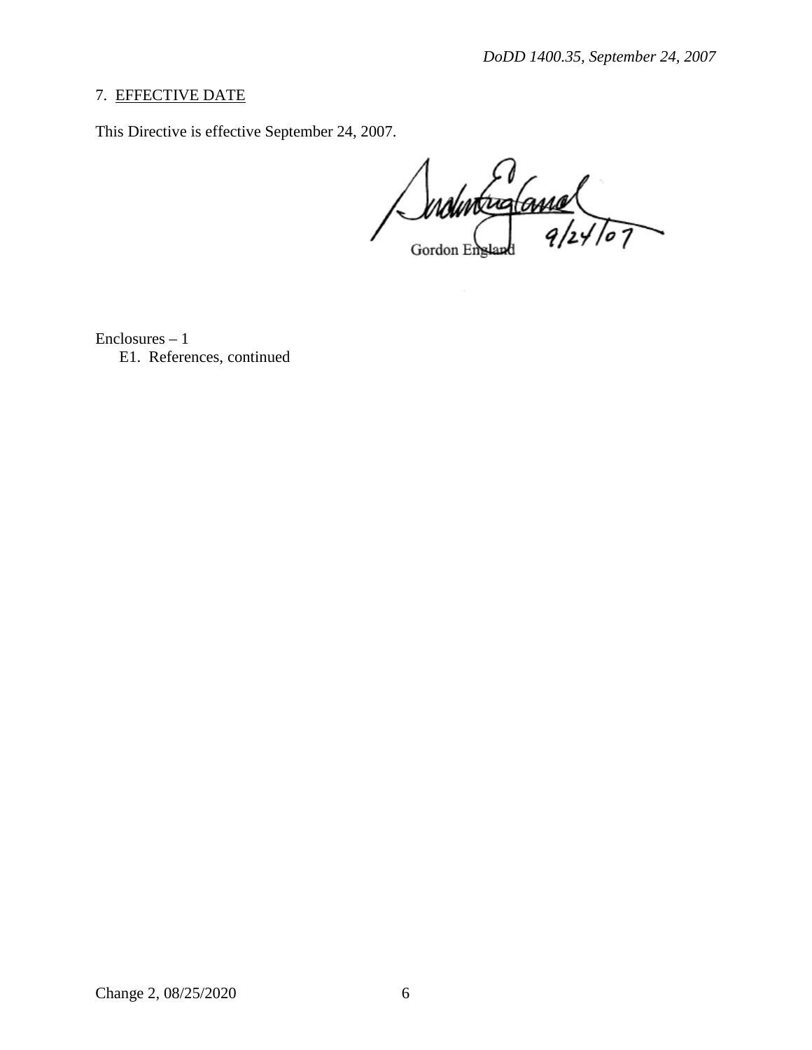## 7. EFFECTIVE DATE

This Directive is effective September 24, 2007.

Gordon England 9/24/07

Enclosures – 1
E1. References, continued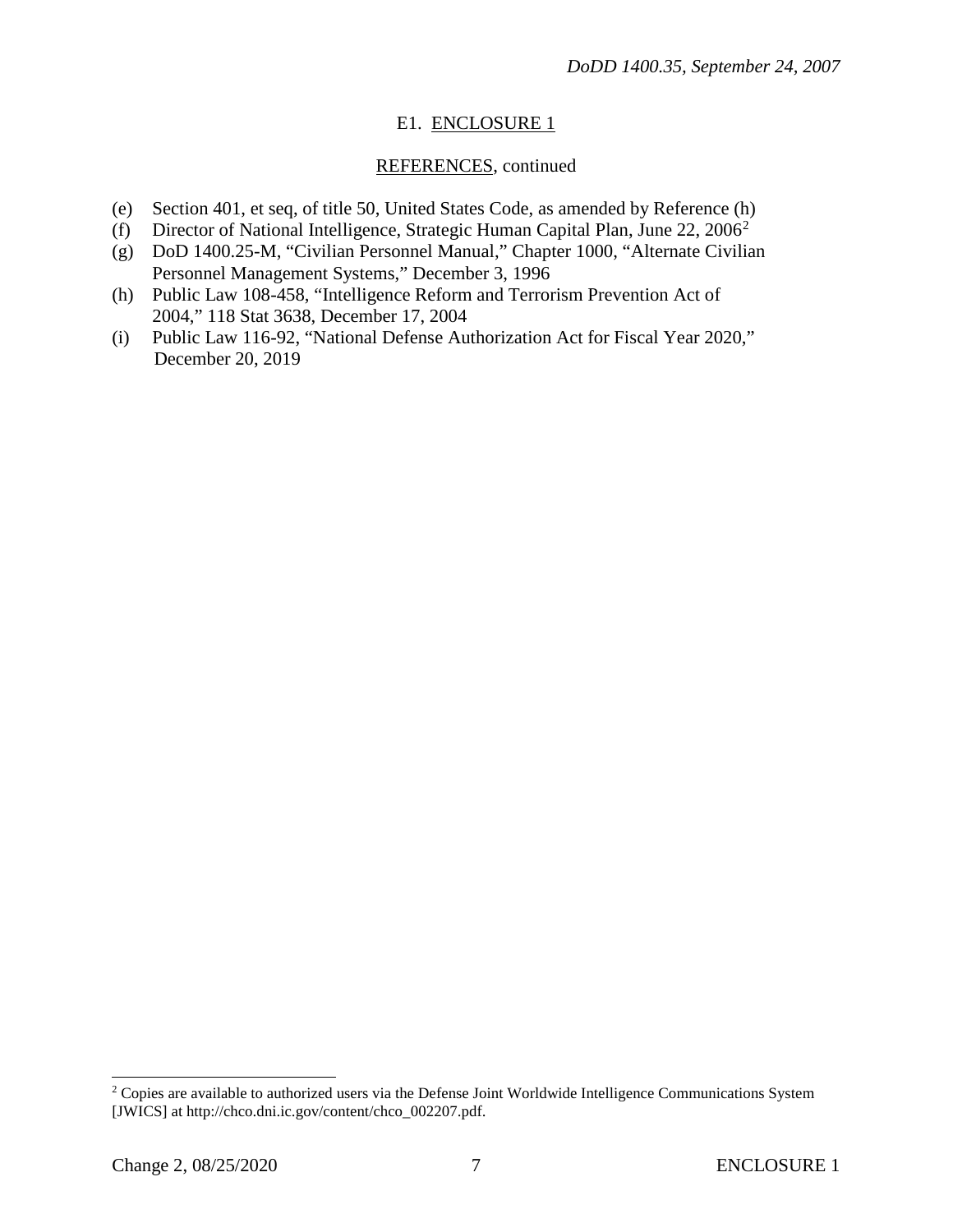E1. ENCLOSURE 1

REFERENCES, continued

(e) Section 401, et seq, of title 50, United States Code, as amended by Reference (h)
(f) Director of National Intelligence, Strategic Human Capital Plan, June 22, 2006[2]
(g) DoD 1400.25-M, "Civilian Personnel Manual," Chapter 1000, "Alternate Civilian Personnel Management Systems," December 3, 1996
(h) Public Law 108-458, "Intelligence Reform and Terrorism Prevention Act of 2004," 118 Stat 3638, December 17, 2004
(i) Public Law 116-92, "National Defense Authorization Act for Fiscal Year 2020," December 20, 2019

---

[2] Copies are available to authorized users via the Defense Joint Worldwide Intelligence Communications System [JWICS] at http://chco.dni.ic.gov/content/chco_002207.pdf.